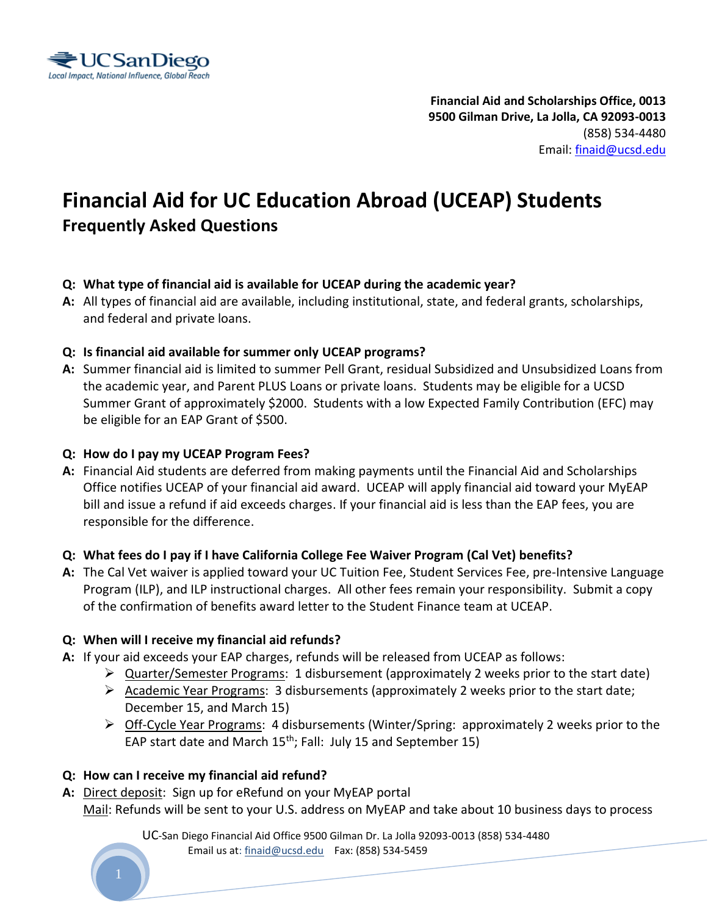UCSanDiego
*Local Impact, National Influence, Global Reach*

**Financial Aid and Scholarships Office, 0013**
**9500 Gilman Drive, La Jolla, CA 92093-0013**
(858) 534-4480
Email: finaid@ucsd.edu

# Financial Aid for UC Education Abroad (UCEAP) Students

## Frequently Asked Questions

**Q: What type of financial aid is available for UCEAP during the academic year?**

**A:** All types of financial aid are available, including institutional, state, and federal grants, scholarships, and federal and private loans.

**Q: Is financial aid available for summer only UCEAP programs?**

**A:** Summer financial aid is limited to summer Pell Grant, residual Subsidized and Unsubsidized Loans from the academic year, and Parent PLUS Loans or private loans. Students may be eligible for a UCSD Summer Grant of approximately $2000. Students with a low Expected Family Contribution (EFC) may be eligible for an EAP Grant of $500.

**Q: How do I pay my UCEAP Program Fees?**

**A:** Financial Aid students are deferred from making payments until the Financial Aid and Scholarships Office notifies UCEAP of your financial aid award. UCEAP will apply financial aid toward your MyEAP bill and issue a refund if aid exceeds charges. If your financial aid is less than the EAP fees, you are responsible for the difference.

**Q: What fees do I pay if I have California College Fee Waiver Program (Cal Vet) benefits?**

**A:** The Cal Vet waiver is applied toward your UC Tuition Fee, Student Services Fee, pre-Intensive Language Program (ILP), and ILP instructional charges. All other fees remain your responsibility. Submit a copy of the confirmation of benefits award letter to the Student Finance team at UCEAP.

**Q: When will I receive my financial aid refunds?**

**A:** If your aid exceeds your EAP charges, refunds will be released from UCEAP as follows:

- Quarter/Semester Programs: 1 disbursement (approximately 2 weeks prior to the start date)
- Academic Year Programs: 3 disbursements (approximately 2 weeks prior to the start date; December 15, and March 15)
- Off-Cycle Year Programs: 4 disbursements (Winter/Spring: approximately 2 weeks prior to the EAP start date and March 15th; Fall: July 15 and September 15)

**Q: How can I receive my financial aid refund?**

**A:** Direct deposit: Sign up for eRefund on your MyEAP portal

Mail: Refunds will be sent to your U.S. address on MyEAP and take about 10 business days to process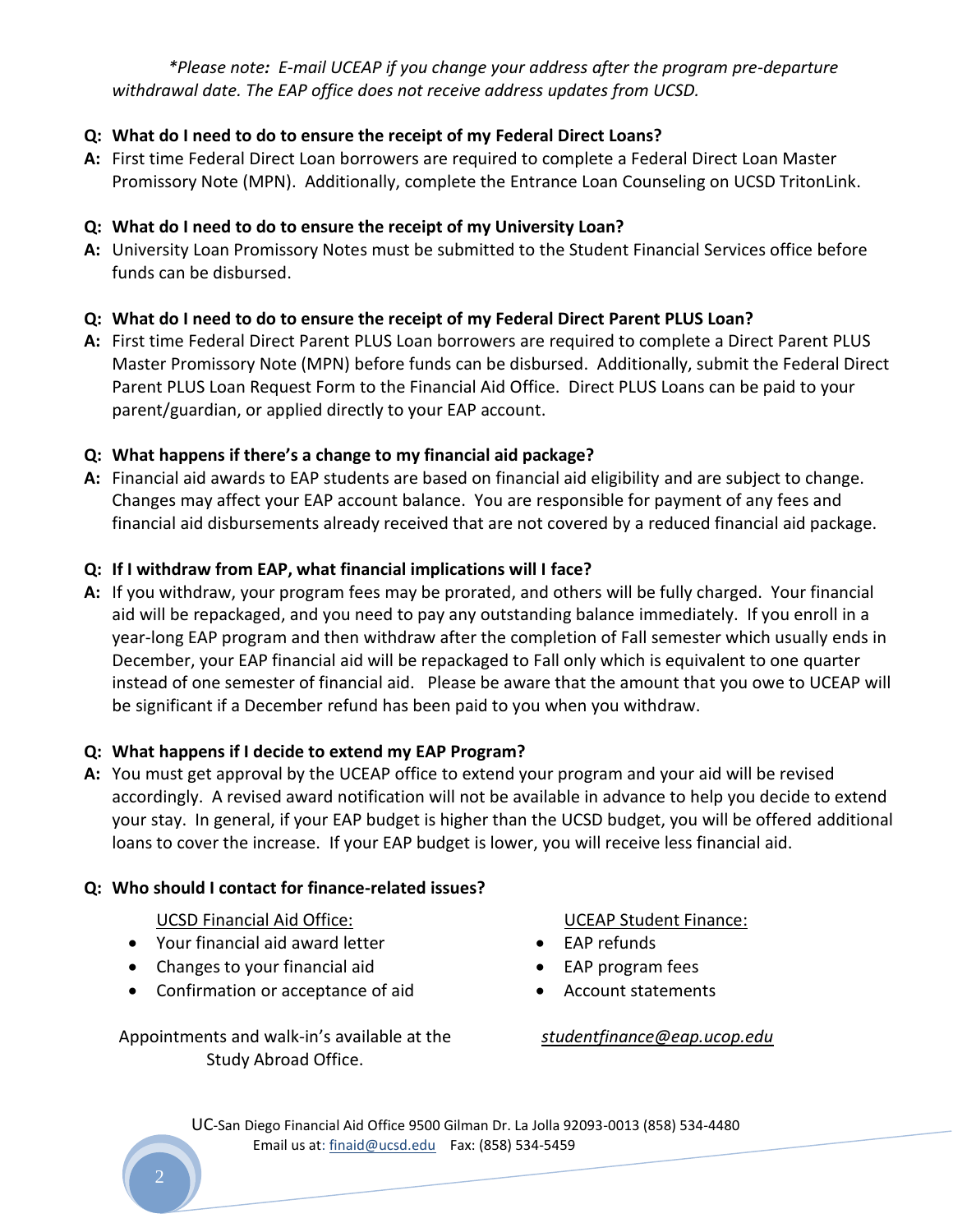*\*Please note: E-mail UCEAP if you change your address after the program pre-departure withdrawal date. The EAP office does not receive address updates from UCSD.*

**Q: What do I need to do to ensure the receipt of my Federal Direct Loans?**

**A:** First time Federal Direct Loan borrowers are required to complete a Federal Direct Loan Master Promissory Note (MPN). Additionally, complete the Entrance Loan Counseling on UCSD TritonLink.

**Q: What do I need to do to ensure the receipt of my University Loan?**

**A:** University Loan Promissory Notes must be submitted to the Student Financial Services office before funds can be disbursed.

**Q: What do I need to do to ensure the receipt of my Federal Direct Parent PLUS Loan?**

**A:** First time Federal Direct Parent PLUS Loan borrowers are required to complete a Direct Parent PLUS Master Promissory Note (MPN) before funds can be disbursed. Additionally, submit the Federal Direct Parent PLUS Loan Request Form to the Financial Aid Office. Direct PLUS Loans can be paid to your parent/guardian, or applied directly to your EAP account.

**Q: What happens if there's a change to my financial aid package?**

**A:** Financial aid awards to EAP students are based on financial aid eligibility and are subject to change. Changes may affect your EAP account balance. You are responsible for payment of any fees and financial aid disbursements already received that are not covered by a reduced financial aid package.

**Q: If I withdraw from EAP, what financial implications will I face?**

**A:** If you withdraw, your program fees may be prorated, and others will be fully charged. Your financial aid will be repackaged, and you need to pay any outstanding balance immediately. If you enroll in a year-long EAP program and then withdraw after the completion of Fall semester which usually ends in December, your EAP financial aid will be repackaged to Fall only which is equivalent to one quarter instead of one semester of financial aid. Please be aware that the amount that you owe to UCEAP will be significant if a December refund has been paid to you when you withdraw.

**Q: What happens if I decide to extend my EAP Program?**

**A:** You must get approval by the UCEAP office to extend your program and your aid will be revised accordingly. A revised award notification will not be available in advance to help you decide to extend your stay. In general, if your EAP budget is higher than the UCSD budget, you will be offered additional loans to cover the increase. If your EAP budget is lower, you will receive less financial aid.

**Q: Who should I contact for finance-related issues?**

UCSD Financial Aid Office:

- Your financial aid award letter
- Changes to your financial aid
- Confirmation or acceptance of aid

Appointments and walk-in's available at the Study Abroad Office.

UCEAP Student Finance:

- EAP refunds
- EAP program fees
- Account statements

*studentfinance@eap.ucop.edu*

UC-San Diego Financial Aid Office 9500 Gilman Dr. La Jolla 92093-0013 (858) 534-4480
Email us at: finaid@ucsd.edu Fax: (858) 534-5459